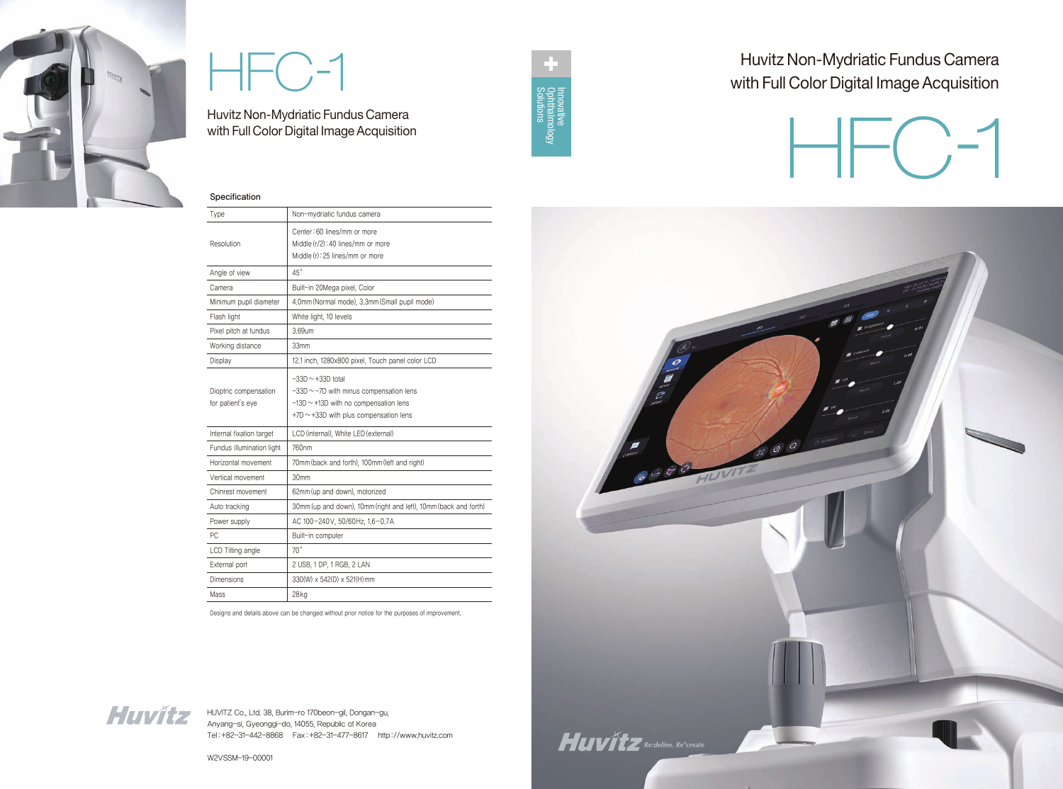# HFC-1

Huvitz Non-Mydriatic Fundus Camera
with Full Color Digital Image Acquisition

Innovative Ophthalmology Solutions

## Specification

| Type | Non-mydriatic fundus camera |
|---|---|
| Resolution | Center : 60 lines/mm or more<br>Middle (r/2) : 40 lines/mm or more<br>Middle (r) : 25 lines/mm or more |
| Angle of view | 45˚ |
| Camera | Built-in 20Mega pixel, Color |
| Minimum pupil diameter | 4.0mm (Normal mode), 3.3mm (Small pupil mode) |
| Flash light | White light, 10 levels |
| Pixel pitch at fundus | 3.69um |
| Working distance | 33mm |
| Display | 12.1 inch, 1280x800 pixel, Touch panel color LCD |
| Dioptric compensation for patient's eye | -33D ~ +33D total<br>-33D ~ -7D with minus compensation lens<br>-13D ~ +13D with no compensation lens<br>+7D ~ +33D with plus compensation lens |
| Internal fixation target | LCD (internal), White LED (external) |
| Fundus illumination light | 760nm |
| Horizontal movement | 70mm (back and forth), 100mm (left and right) |
| Vertical movement | 30mm |
| Chinrest movement | 62mm (up and down), motorized |
| Auto tracking | 30mm (up and down), 10mm (right and left), 10mm (back and forth) |
| Power supply | AC 100-240V, 50/60Hz, 1.6-0.7A |
| PC | Built-in computer |
| LCD Tilting angle | 70˚ |
| External port | 2 USB, 1 DP, 1 RGB, 2 LAN |
| Dimensions | 330(W) x 542(D) x 521(H) mm |
| Mass | 28kg |

Designs and details above can be changed without prior notice for the purposes of improvement.

**Huvitz**

HUVITZ Co., Ltd. 38, Burim-ro 170beon-gil, Dongan-gu,
Anyang-si, Gyeonggi-do, 14055, Republic of Korea
Tel : +82-31-442-8868 Fax : +82-31-477-8617 http://www.huvitz.com

W2VSSM-19-00001

Huvitz Non-Mydriatic Fundus Camera
with Full Color Digital Image Acquisition

# HFC-1

**Huvitz** *Re:define, Re°create*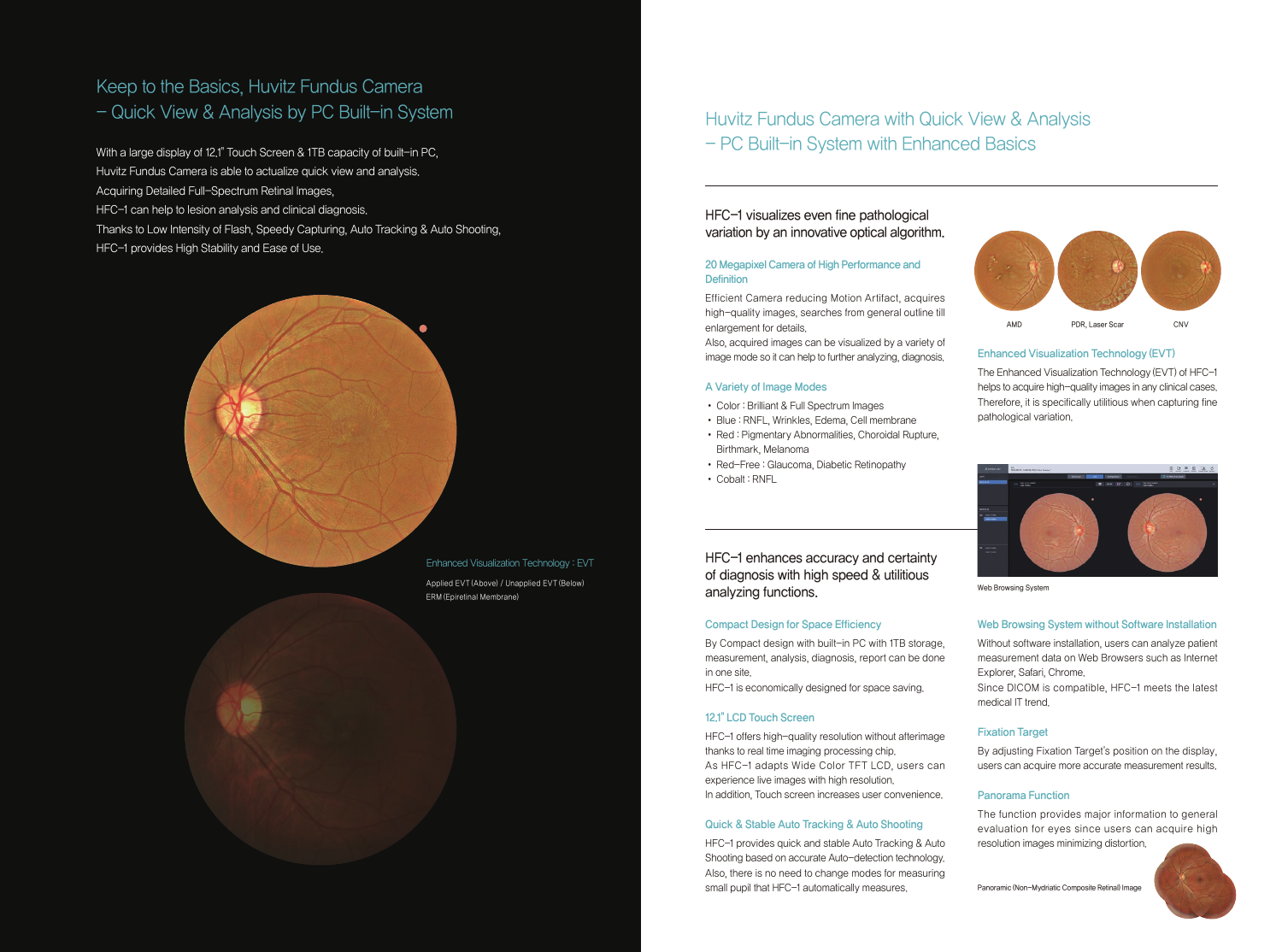## Keep to the Basics, Huvitz Fundus Camera – Quick View & Analysis by PC Built-in System

With a large display of 12.1" Touch Screen & 1TB capacity of built-in PC,
Huvitz Fundus Camera is able to actualize quick view and analysis.
Acquiring Detailed Full-Spectrum Retinal Images,
HFC-1 can help to lesion analysis and clinical diagnosis.
Thanks to Low Intensity of Flash, Speedy Capturing, Auto Tracking & Auto Shooting,
HFC-1 provides High Stability and Ease of Use.

Enhanced Visualization Technology : EVT

Applied EVT (Above) / Unapplied EVT (Below)
ERM (Epiretinal Membrane)

## Huvitz Fundus Camera with Quick View & Analysis – PC Built-in System with Enhanced Basics

### HFC-1 visualizes even fine pathological variation by an innovative optical algorithm.

#### 20 Megapixel Camera of High Performance and Definition

Efficient Camera reducing Motion Artifact, acquires high-quality images, searches from general outline till enlargement for details.
Also, acquired images can be visualized by a variety of image mode so it can help to further analyzing, diagnosis.

#### A Variety of Image Modes

- Color : Brilliant & Full Spectrum Images
- Blue : RNFL, Wrinkles, Edema, Cell membrane
- Red : Pigmentary Abnormalities, Choroidal Rupture, Birthmark, Melanoma
- Red-Free : Glaucoma, Diabetic Retinopathy
- Cobalt : RNFL

AMD　PDR, Laser Scar　CNV

#### Enhanced Visualization Technology (EVT)

The Enhanced Visualization Technology (EVT) of HFC-1 helps to acquire high-quality images in any clinical cases. Therefore, it is specifically utilitious when capturing fine pathological variation.

Web Browsing System

### HFC-1 enhances accuracy and certainty of diagnosis with high speed & utilitious analyzing functions.

#### Compact Design for Space Efficiency

By Compact design with built-in PC with 1TB storage, measurement, analysis, diagnosis, report can be done in one site.
HFC-1 is economically designed for space saving.

#### 12.1" LCD Touch Screen

HFC-1 offers high-quality resolution without afterimage thanks to real time imaging processing chip.
As HFC-1 adapts Wide Color TFT LCD, users can experience live images with high resolution.
In addition, Touch screen increases user convenience.

#### Quick & Stable Auto Tracking & Auto Shooting

HFC-1 provides quick and stable Auto Tracking & Auto Shooting based on accurate Auto-detection technology.
Also, there is no need to change modes for measuring small pupil that HFC-1 automatically measures.

#### Web Browsing System without Software Installation

Without software installation, users can analyze patient measurement data on Web Browsers such as Internet Explorer, Safari, Chrome.
Since DICOM is compatible, HFC-1 meets the latest medical IT trend.

#### Fixation Target

By adjusting Fixation Target's position on the display, users can acquire more accurate measurement results.

#### Panorama Function

The function provides major information to general evaluation for eyes since users can acquire high resolution images minimizing distortion.

Panoramic (Non-Mydriatic Composite Retinal) Image